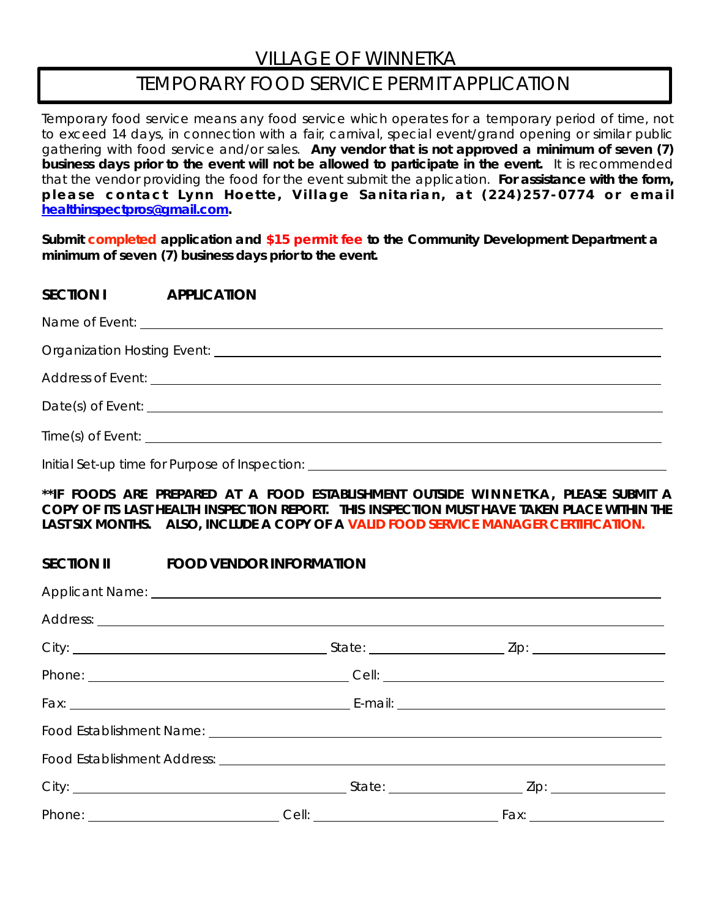# VILLAGE OF WINNETKA

## TEMPORARY FOOD SERVICE PERMIT APPLICATION

Temporary food service means any food service which operates for a temporary period of time, not to exceed 14 days, in connection with a fair, carnival, special event/grand opening or similar public gathering with food service and/or sales. **Any vendor that is not approved a minimum of seven (7) business days prior to the event will not be allowed to participate in the event.** It is recommended that the vendor providing the food for the event submit the application. **For assistance with the form, please contact Lynn Hoette, Village Sanitarian, at (224)257-0774 or email [healthinspectpros@gmail.com](mailto:healthinspectpros@gmail.com).**

**Submit completed application and $15 permit fee to the Community Development Department a minimum of seven (7) business days prior to the event.**

### SECTION I APPLICATION

Name of Event: ______________________________

Organization Hosting Event: ______________________________

Address of Event: ______________________________

Date(s) of Event: ______________________________

Time(s) of Event: ______________________________

Initial Set-up time for Purpose of Inspection: ______________________________

**\*\*IF FOODS ARE PREPARED AT A FOOD ESTABLISHMENT OUTSIDE WINNETKA, PLEASE SUBMIT A COPY OF ITS LAST HEALTH INSPECTION REPORT. THIS INSPECTION MUST HAVE TAKEN PLACE WITHIN THE LAST SIX MONTHS. ALSO, INCLUDE A COPY OF A VALID FOOD SERVICE MANAGER CERTIFICATION.**

### SECTION II FOOD VENDOR INFORMATION

Applicant Name: ______________________________

Address: ______________________________

City: ____________________ State: ____________ Zip: ____________

Phone: ____________________ Cell: ____________________

Fax: ____________________ E-mail: ____________________

Food Establishment Name: ______________________________

Food Establishment Address: ______________________________

City: ____________________ State: ____________ Zip: ____________

Phone: ____________________ Cell: ____________________ Fax: ____________________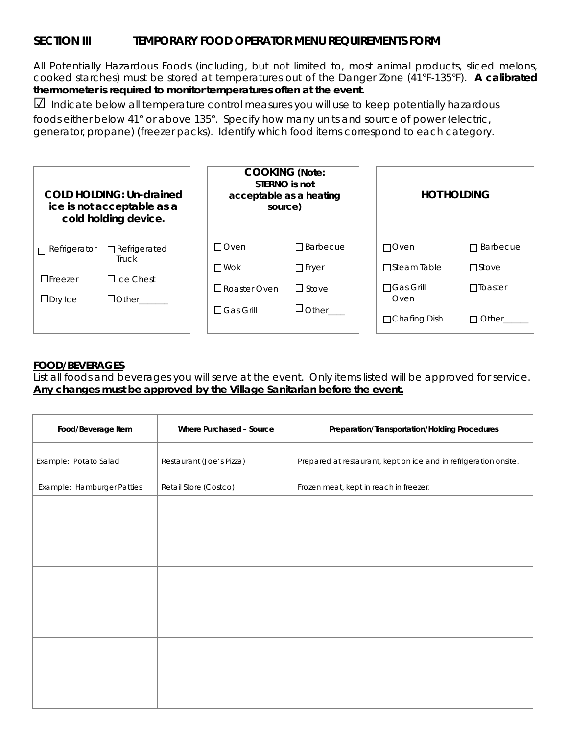## SECTION III TEMPORARY FOOD OPERATOR MENU REQUIREMENTS FORM

All Potentially Hazardous Foods (including, but not limited to, most animal products, sliced melons, cooked starches) must be stored at temperatures out of the Danger Zone (41°F-135°F). **A calibrated thermometer is required to monitor temperatures often at the event.**

☑ Indicate below all temperature control measures you will use to keep potentially hazardous foods either below 41° or above 135°. Specify how many units and source of power (electric, generator, propane) (freezer packs). Identify which food items correspond to each category.

| COLD HOLDING: Un-drained ice is not acceptable as a cold holding device. | | COOKING (Note: STERNO is not acceptable as a heating source) | | HOT HOLDING | |
|---|---|---|---|---|---|
| ☐ Refrigerator | ☐ Refrigerated Truck | ☐ Oven | ☐ Barbecue | ☐ Oven | ☐ Barbecue |
| ☐ Freezer | ☐ Ice Chest | ☐ Wok | ☐ Fryer | ☐ Steam Table | ☐ Stove |
| ☐ Dry Ice | ☐ Other_______ | ☐ Roaster Oven | ☐ Stove | ☐ Gas Grill Oven | ☐ Toaster |
| | | ☐ Gas Grill | ☐ Other____ | ☐ Chafing Dish | ☐ Other______ |

**FOOD/BEVERAGES**

List all foods and beverages you will serve at the event. Only items listed will be approved for service. **Any changes must be approved by the Village Sanitarian before the event.**

| Food/Beverage Item | Where Purchased – Source | Preparation/Transportation/Holding Procedures |
|---|---|---|
| Example: Potato Salad | Restaurant (Joe's Pizza) | Prepared at restaurant, kept on ice and in refrigeration onsite. |
| Example: Hamburger Patties | Retail Store (Costco) | Frozen meat, kept in reach in freezer. |
| | | |
| | | |
| | | |
| | | |
| | | |
| | | |
| | | |
| | | |
| | | |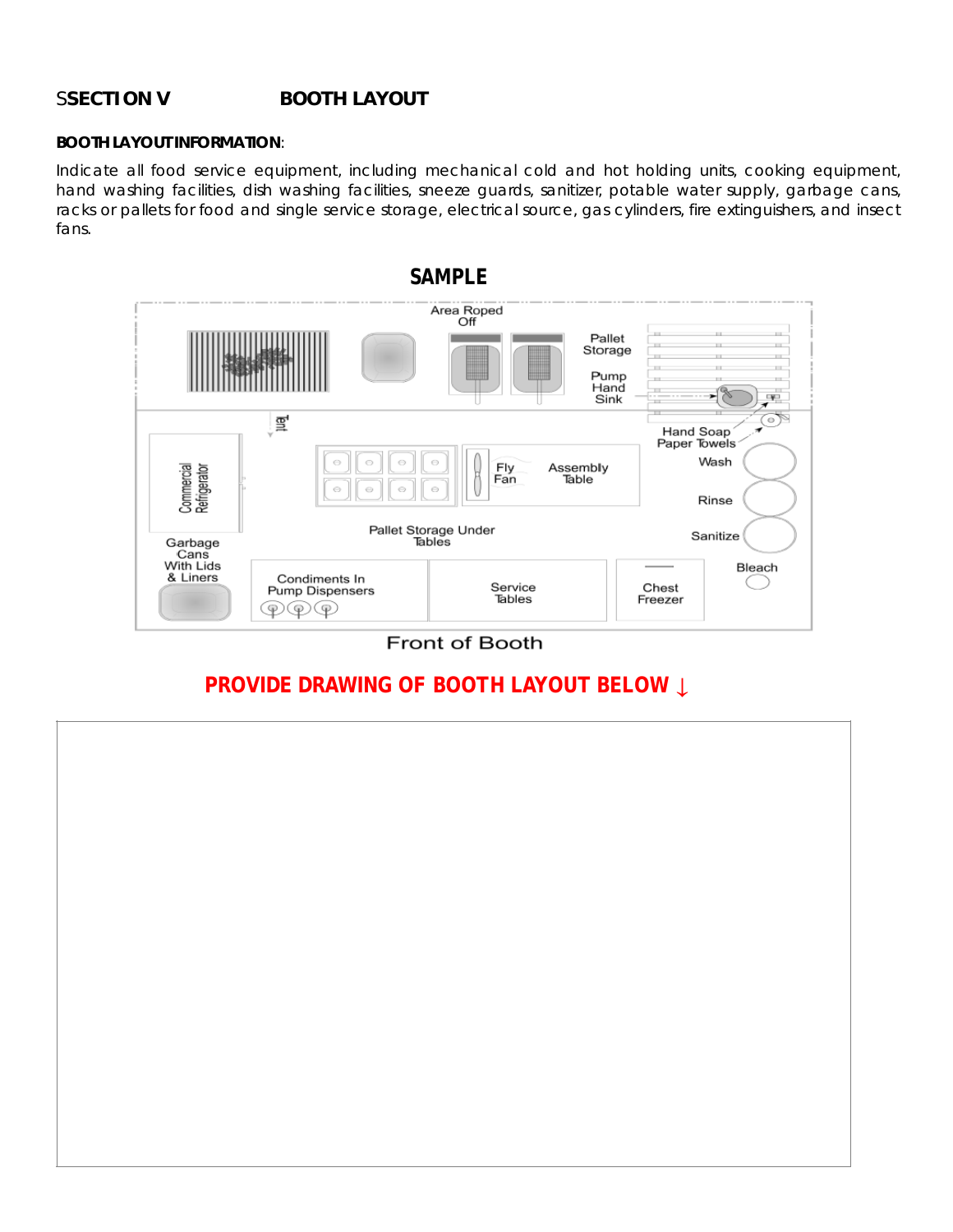## SSECTION V BOOTH LAYOUT

**BOOTH LAYOUT INFORMATION**:

Indicate all food service equipment, including mechanical cold and hot holding units, cooking equipment, hand washing facilities, dish washing facilities, sneeze guards, sanitizer, potable water supply, garbage cans, racks or pallets for food and single service storage, electrical source, gas cylinders, fire extinguishers, and insect fans.

**SAMPLE**

Area Roped Off

Pallet Storage

Pump Hand Sink

Tent

Hand Soap Paper Towels

Commercial Refrigerator

Fly Fan

Assembly Table

Wash

Rinse

Sanitize

Pallet Storage Under Tables

Garbage Cans With Lids & Liners

Condiments In Pump Dispensers

Service Tables

Chest Freezer

Bleach

Front of Booth

**PROVIDE DRAWING OF BOOTH LAYOUT BELOW ↓**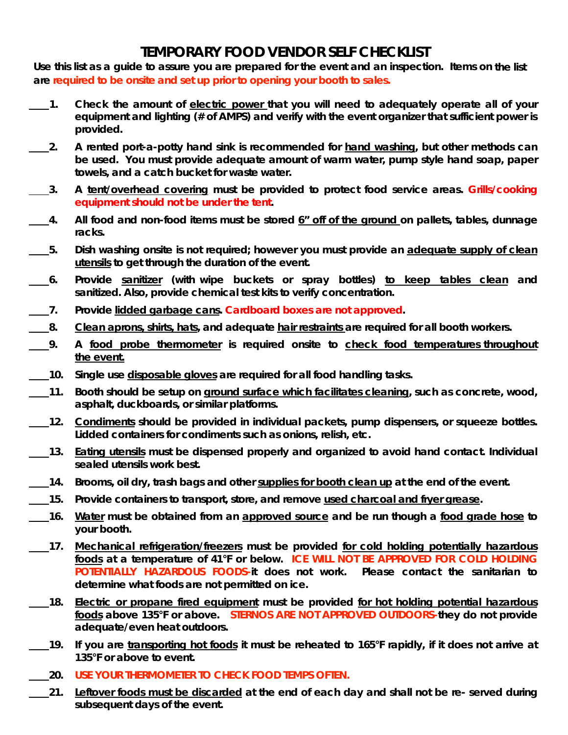# TEMPORARY FOOD VENDOR SELF CHECKLIST

**Use this list as a guide to assure you are prepared for the event and an inspection. Items on the list are required to be onsite and set up prior to opening your booth to sales.**

____1. **Check the amount of electric power that you will need to adequately operate all of your equipment and lighting (# of AMPS) and verify with the event organizer that sufficient power is provided.**

____2. **A rented port-a-potty hand sink is recommended for hand washing, but other methods can be used. You must provide adequate amount of warm water, pump style hand soap, paper towels, and a catch bucket for waste water.**

____3. **A tent/overhead covering must be provided to protect food service areas. Grills/cooking equipment should not be under the tent.**

____4. **All food and non-food items must be stored 6" off of the ground on pallets, tables, dunnage racks.**

____5. **Dish washing onsite is not required; however you must provide an adequate supply of clean utensils to get through the duration of the event.**

____6. **Provide sanitizer (with wipe buckets or spray bottles) to keep tables clean and sanitized. Also, provide chemical test kits to verify concentration.**

____7. **Provide lidded garbage cans. Cardboard boxes are not approved.**

____8. **Clean aprons, shirts, hats, and adequate hair restraints are required for all booth workers.**

____9. **A food probe thermometer is required onsite to check food temperatures throughout the event.**

____10. **Single use disposable gloves are required for all food handling tasks.**

____11. **Booth should be setup on ground surface which facilitates cleaning, such as concrete, wood, asphalt, duckboards, or similar platforms.**

____12. **Condiments should be provided in individual packets, pump dispensers, or squeeze bottles. Lidded containers for condiments such as onions, relish, etc.**

____13. **Eating utensils must be dispensed properly and organized to avoid hand contact. Individual sealed utensils work best.**

____14. **Brooms, oil dry, trash bags and other supplies for booth clean up at the end of the event.**

____15. **Provide containers to transport, store, and remove used charcoal and fryer grease.**

____16. **Water must be obtained from an approved source and be run though a food grade hose to your booth.**

____17. **Mechanical refrigeration/freezers must be provided for cold holding potentially hazardous foods at a temperature of 41°F or below. ICE WILL NOT BE APPROVED FOR COLD HOLDING POTENTIALLY HAZARDOUS FOODS-it does not work. Please contact the sanitarian to determine what foods are not permitted on ice.**

____18. **Electric or propane fired equipment must be provided for hot holding potential hazardous foods above 135°F or above. STERNOS ARE NOT APPROVED OUTDOORS-they do not provide adequate/even heat outdoors.**

____19. **If you are transporting hot foods it must be reheated to 165°F rapidly, if it does not arrive at 135°F or above to event.**

____20. **USE YOUR THERMOMETER TO CHECK FOOD TEMPS OFTEN.**

____21. **Leftover foods must be discarded at the end of each day and shall not be re- served during subsequent days of the event.**